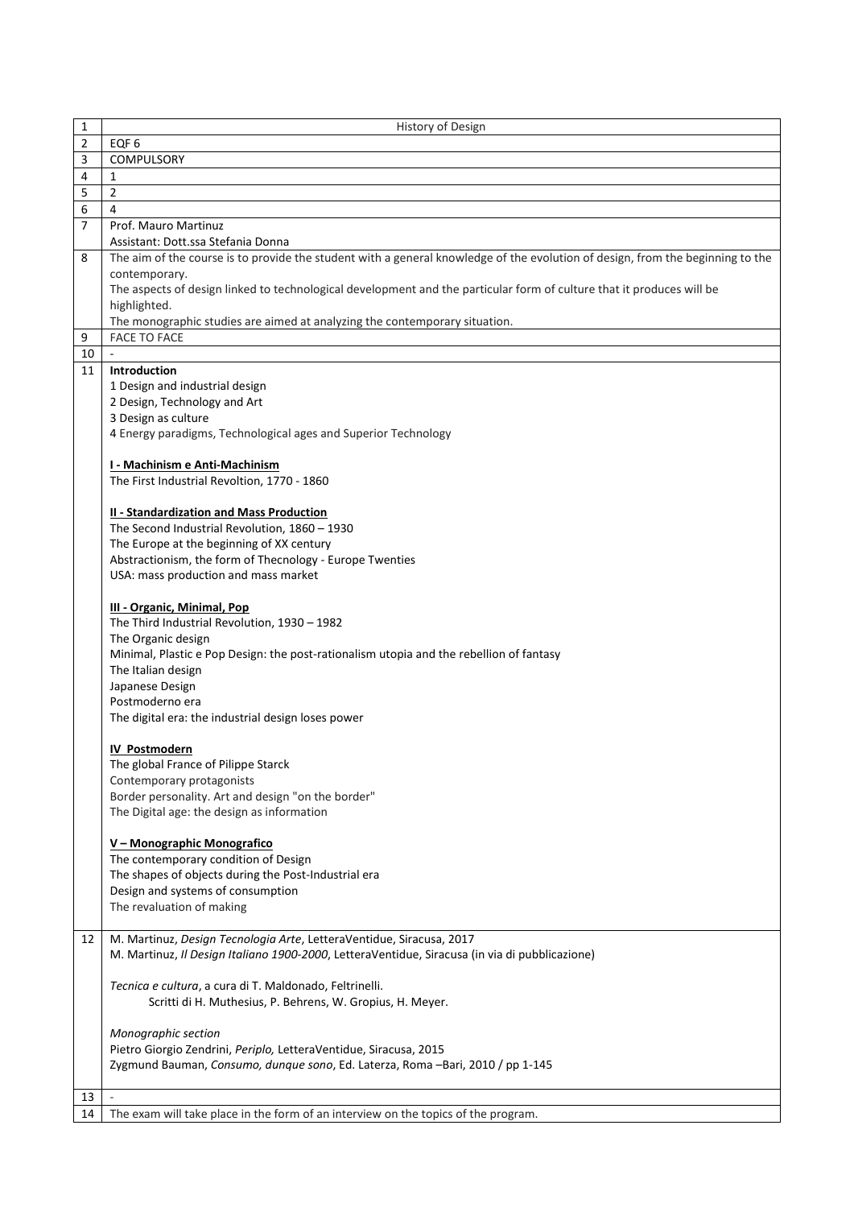| | |
|---|---|
| 1 | History of Design |
| 2 | EQF 6 |
| 3 | COMPULSORY |
| 4 | 1 |
| 5 | 2 |
| 6 | 4 |
| 7 | Prof. Mauro Martinuz<br>Assistant: Dott.ssa Stefania Donna |
| 8 | The aim of the course is to provide the student with a general knowledge of the evolution of design, from the beginning to the contemporary.<br>The aspects of design linked to technological development and the particular form of culture that it produces will be highlighted.<br>The monographic studies are aimed at analyzing the contemporary situation. |
| 9 | FACE TO FACE |
| 10 | - |
| 11 | **Introduction**<br>1 Design and industrial design<br>2 Design, Technology and Art<br>3 Design as culture<br>4 Energy paradigms, Technological ages and Superior Technology<br><br>**<u>I - Machinism e Anti-Machinism</u>**<br>The First Industrial Revoltion, 1770 - 1860<br><br>**<u>II - Standardization and Mass Production</u>**<br>The Second Industrial Revolution, 1860 – 1930<br>The Europe at the beginning of XX century<br>Abstractionism, the form of Thecnology - Europe Twenties<br>USA: mass production and mass market<br><br>**<u>III - Organic, Minimal, Pop</u>**<br>The Third Industrial Revolution, 1930 – 1982<br>The Organic design<br>Minimal, Plastic e Pop Design: the post-rationalism utopia and the rebellion of fantasy<br>The Italian design<br>Japanese Design<br>Postmoderno era<br>The digital era: the industrial design loses power<br><br>**<u>IV Postmodern</u>**<br>The global France of Pilippe Starck<br>Contemporary protagonists<br>Border personality. Art and design "on the border"<br>The Digital age: the design as information<br><br>**<u>V – Monographic Monografico</u>**<br>The contemporary condition of Design<br>The shapes of objects during the Post-Industrial era<br>Design and systems of consumption<br>The revaluation of making |
| 12 | M. Martinuz, *Design Tecnologia Arte*, LetteraVentidue, Siracusa, 2017<br>M. Martinuz, *Il Design Italiano 1900-2000*, LetteraVentidue, Siracusa (in via di pubblicazione)<br><br>*Tecnica e cultura*, a cura di T. Maldonado, Feltrinelli.<br>Scritti di H. Muthesius, P. Behrens, W. Gropius, H. Meyer.<br><br>*Monographic section*<br>Pietro Giorgio Zendrini, *Periplo,* LetteraVentidue, Siracusa, 2015<br>Zygmund Bauman, *Consumo, dunque sono*, Ed. Laterza, Roma –Bari, 2010 / pp 1-145 |
| 13 | - |
| 14 | The exam will take place in the form of an interview on the topics of the program. |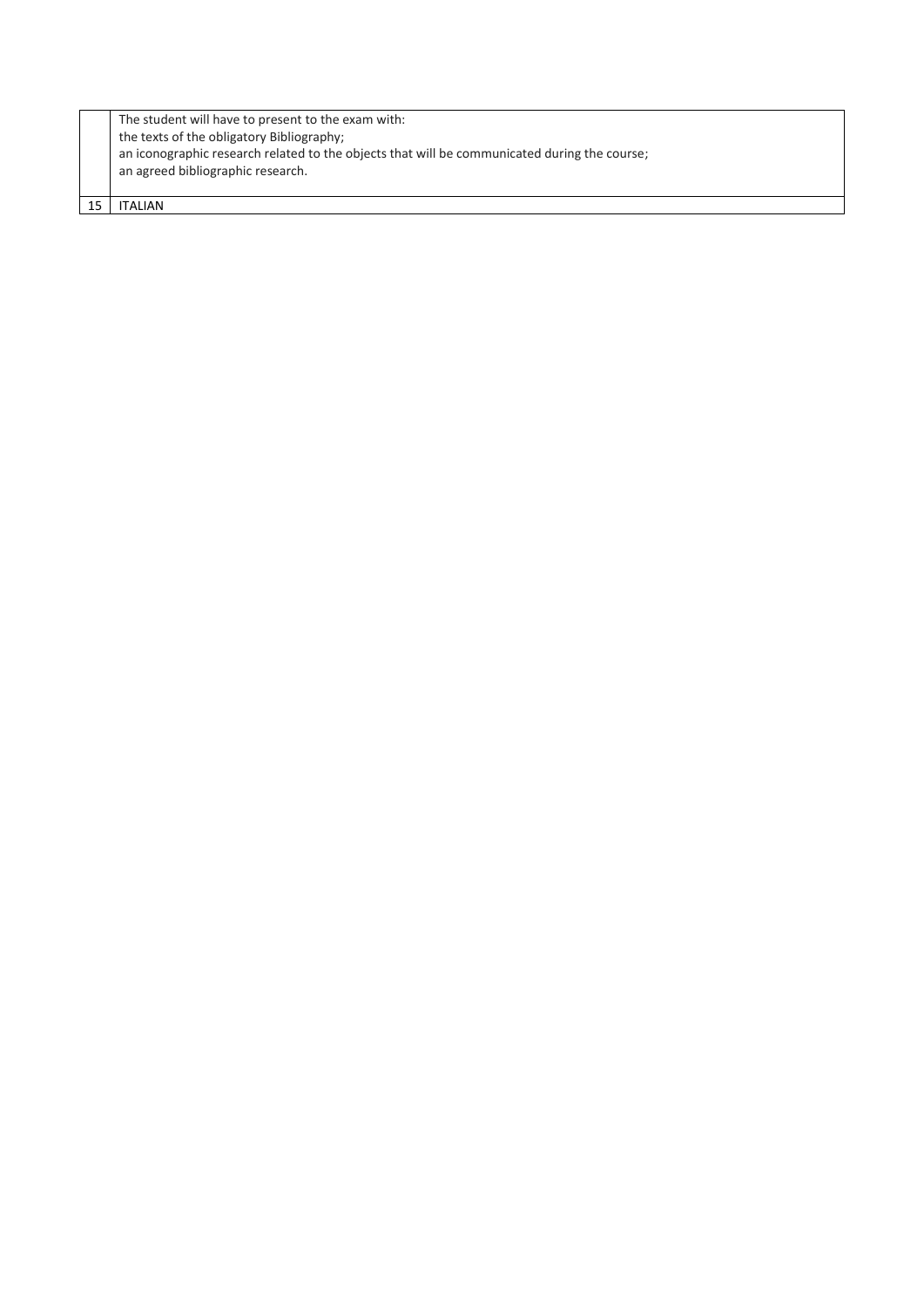| | |
|---|---|
| | The student will have to present to the exam with:<br>the texts of the obligatory Bibliography;<br>an iconographic research related to the objects that will be communicated during the course;<br>an agreed bibliographic research. |
| 15 | ITALIAN |